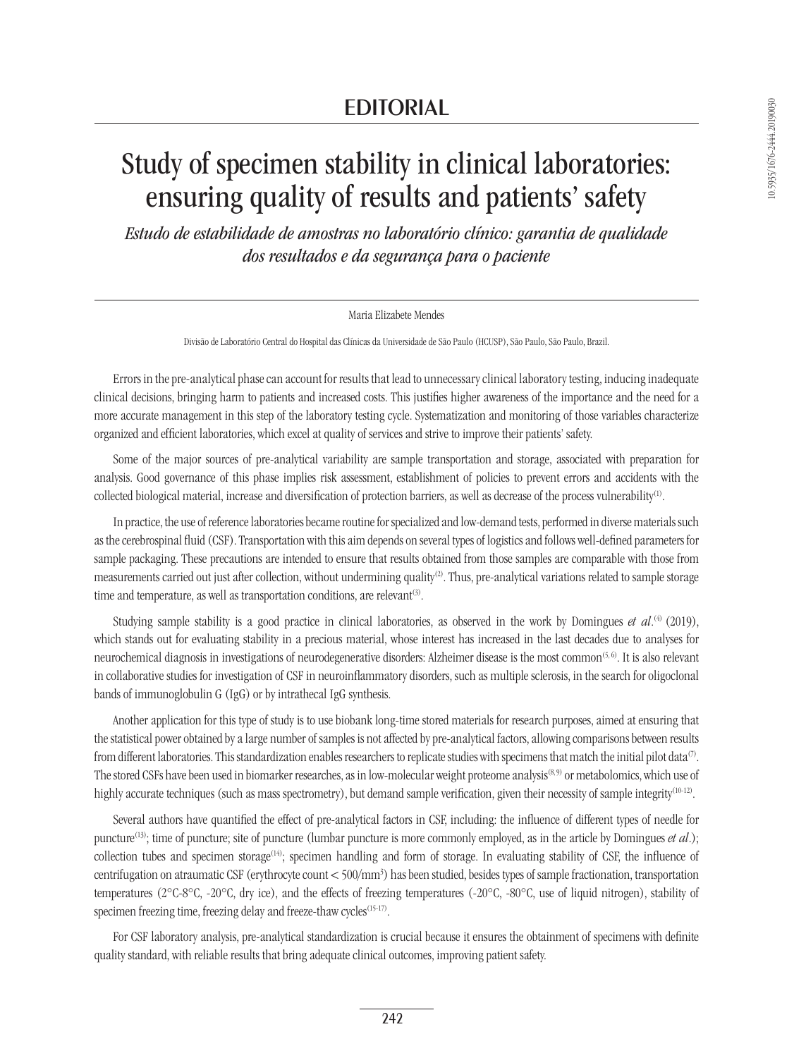# EDITORIAL

# Study of specimen stability in clinical laboratories: ensuring quality of results and patients' safety

*Estudo de estabilidade de amostras no laboratório clínico: garantia de qualidade dos resultados e da segurança para o paciente*

Maria Elizabete Mendes

Divisão de Laboratório Central do Hospital das Clínicas da Universidade de São Paulo (HCUSP), São Paulo, São Paulo, Brazil.

Errors in the pre-analytical phase can account for results that lead to unnecessary clinical laboratory testing, inducing inadequate clinical decisions, bringing harm to patients and increased costs. This justifies higher awareness of the importance and the need for a more accurate management in this step of the laboratory testing cycle. Systematization and monitoring of those variables characterize organized and efficient laboratories, which excel at quality of services and strive to improve their patients' safety.

Some of the major sources of pre-analytical variability are sample transportation and storage, associated with preparation for analysis. Good governance of this phase implies risk assessment, establishment of policies to prevent errors and accidents with the collected biological material, increase and diversification of protection barriers, as well as decrease of the process vulnerability[1].

In practice, the use of reference laboratories became routine for specialized and low-demand tests, performed in diverse materials such as the cerebrospinal fluid (CSF). Transportation with this aim depends on several types of logistics and follows well-defined parameters for sample packaging. These precautions are intended to ensure that results obtained from those samples are comparable with those from measurements carried out just after collection, without undermining quality[2]. Thus, pre-analytical variations related to sample storage time and temperature, as well as transportation conditions, are relevant[3].

Studying sample stability is a good practice in clinical laboratories, as observed in the work by Domingues *et al*.[4] (2019), which stands out for evaluating stability in a precious material, whose interest has increased in the last decades due to analyses for neurochemical diagnosis in investigations of neurodegenerative disorders: Alzheimer disease is the most common[5, 6]. It is also relevant in collaborative studies for investigation of CSF in neuroinflammatory disorders, such as multiple sclerosis, in the search for oligoclonal bands of immunoglobulin G (IgG) or by intrathecal IgG synthesis.

Another application for this type of study is to use biobank long-time stored materials for research purposes, aimed at ensuring that the statistical power obtained by a large number of samples is not affected by pre-analytical factors, allowing comparisons between results from different laboratories. This standardization enables researchers to replicate studies with specimens that match the initial pilot data[7]. The stored CSFs have been used in biomarker researches, as in low-molecular weight proteome analysis[8, 9] or metabolomics, which use of highly accurate techniques (such as mass spectrometry), but demand sample verification, given their necessity of sample integrity[10-12].

Several authors have quantified the effect of pre-analytical factors in CSF, including: the influence of different types of needle for puncture[13]; time of puncture; site of puncture (lumbar puncture is more commonly employed, as in the article by Domingues *et al*.); collection tubes and specimen storage[14]; specimen handling and form of storage. In evaluating stability of CSF, the influence of centrifugation on atraumatic CSF (erythrocyte count < 500/mm$^3$) has been studied, besides types of sample fractionation, transportation temperatures (2°C-8°C, -20°C, dry ice), and the effects of freezing temperatures (-20°C, -80°C, use of liquid nitrogen), stability of specimen freezing time, freezing delay and freeze-thaw cycles[15-17].

For CSF laboratory analysis, pre-analytical standardization is crucial because it ensures the obtainment of specimens with definite quality standard, with reliable results that bring adequate clinical outcomes, improving patient safety.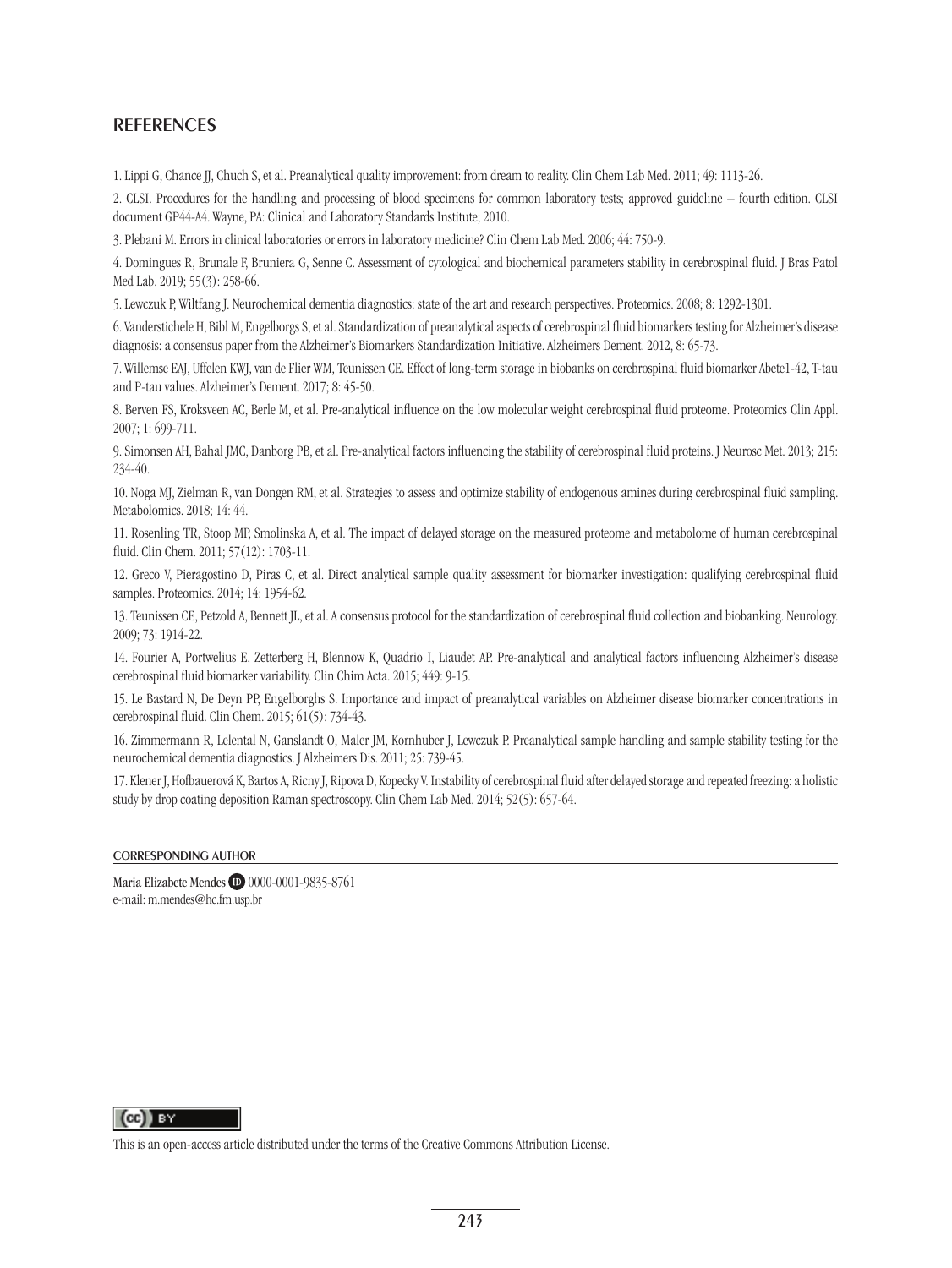## REFERENCES

1. Lippi G, Chance JJ, Chuch S, et al. Preanalytical quality improvement: from dream to reality. Clin Chem Lab Med. 2011; 49: 1113-26.

2. CLSI. Procedures for the handling and processing of blood specimens for common laboratory tests; approved guideline – fourth edition. CLSI document GP44-A4. Wayne, PA: Clinical and Laboratory Standards Institute; 2010.

3. Plebani M. Errors in clinical laboratories or errors in laboratory medicine? Clin Chem Lab Med. 2006; 44: 750-9.

4. Domingues R, Brunale F, Bruniera G, Senne C. Assessment of cytological and biochemical parameters stability in cerebrospinal fluid. J Bras Patol Med Lab. 2019; 55(3): 258-66.

5. Lewczuk P, Wiltfang J. Neurochemical dementia diagnostics: state of the art and research perspectives. Proteomics. 2008; 8: 1292-1301.

6. Vanderstichele H, Bibl M, Engelborgs S, et al. Standardization of preanalytical aspects of cerebrospinal fluid biomarkers testing for Alzheimer's disease diagnosis: a consensus paper from the Alzheimer's Biomarkers Standardization Initiative. Alzheimers Dement. 2012, 8: 65-73.

7. Willemse EAJ, Uffelen KWJ, van de Flier WM, Teunissen CE. Effect of long-term storage in biobanks on cerebrospinal fluid biomarker Abete1-42, T-tau and P-tau values. Alzheimer's Dement. 2017; 8: 45-50.

8. Berven FS, Kroksveen AC, Berle M, et al. Pre-analytical influence on the low molecular weight cerebrospinal fluid proteome. Proteomics Clin Appl. 2007; 1: 699-711.

9. Simonsen AH, Bahal JMC, Danborg PB, et al. Pre-analytical factors influencing the stability of cerebrospinal fluid proteins. J Neurosc Met. 2013; 215: 234-40.

10. Noga MJ, Zielman R, van Dongen RM, et al. Strategies to assess and optimize stability of endogenous amines during cerebrospinal fluid sampling. Metabolomics. 2018; 14: 44.

11. Rosenling TR, Stoop MP, Smolinska A, et al. The impact of delayed storage on the measured proteome and metabolome of human cerebrospinal fluid. Clin Chem. 2011; 57(12): 1703-11.

12. Greco V, Pieragostino D, Piras C, et al. Direct analytical sample quality assessment for biomarker investigation: qualifying cerebrospinal fluid samples. Proteomics. 2014; 14: 1954-62.

13. Teunissen CE, Petzold A, Bennett JL, et al. A consensus protocol for the standardization of cerebrospinal fluid collection and biobanking. Neurology. 2009; 73: 1914-22.

14. Fourier A, Portwelius E, Zetterberg H, Blennow K, Quadrio I, Liaudet AP. Pre-analytical and analytical factors influencing Alzheimer's disease cerebrospinal fluid biomarker variability. Clin Chim Acta. 2015; 449: 9-15.

15. Le Bastard N, De Deyn PP, Engelborghs S. Importance and impact of preanalytical variables on Alzheimer disease biomarker concentrations in cerebrospinal fluid. Clin Chem. 2015; 61(5): 734-43.

16. Zimmermann R, Lelental N, Ganslandt O, Maler JM, Kornhuber J, Lewczuk P. Preanalytical sample handling and sample stability testing for the neurochemical dementia diagnostics. J Alzheimers Dis. 2011; 25: 739-45.

17. Klener J, Hofbauerová K, Bartos A, Ricny J, Ripova D, Kopecky V. Instability of cerebrospinal fluid after delayed storage and repeated freezing: a holistic study by drop coating deposition Raman spectroscopy. Clin Chem Lab Med. 2014; 52(5): 657-64.

#### CORRESPONDING AUTHOR

**Maria Elizabete Mendes** 0000-0001-9835-8761
e-mail: m.mendes@hc.fm.usp.br

This is an open-access article distributed under the terms of the Creative Commons Attribution License.